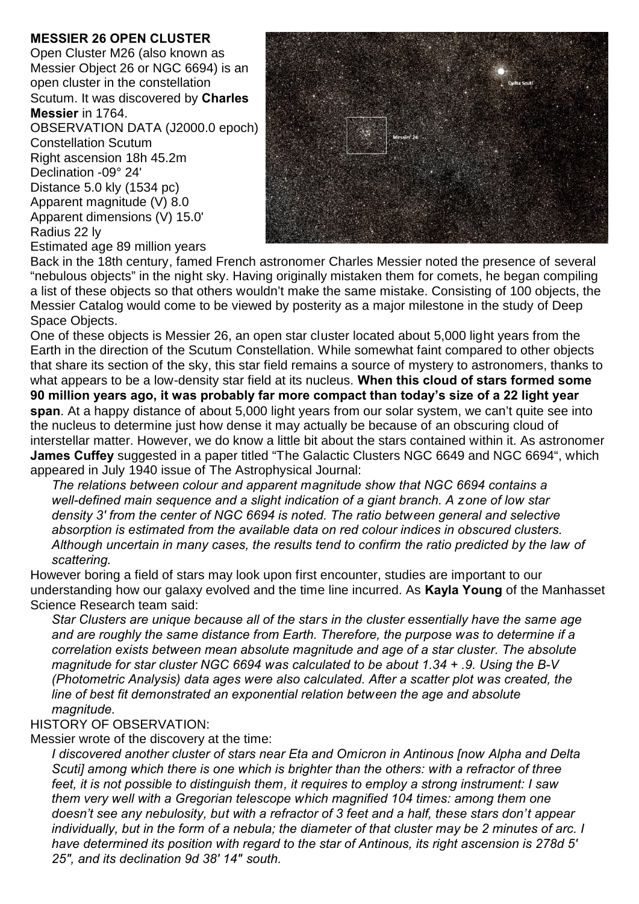**MESSIER 26 OPEN CLUSTER**

Open Cluster M26 (also known as Messier Object 26 or NGC 6694) is an open cluster in the constellation Scutum. It was discovered by **Charles Messier** in 1764.

OBSERVATION DATA (J2000.0 epoch)
Constellation Scutum
Right ascension 18h 45.2m
Declination -09° 24'
Distance 5.0 kly (1534 pc)
Apparent magnitude (V) 8.0
Apparent dimensions (V) 15.0'
Radius 22 ly
Estimated age 89 million years

Back in the 18th century, famed French astronomer Charles Messier noted the presence of several "nebulous objects" in the night sky. Having originally mistaken them for comets, he began compiling a list of these objects so that others wouldn't make the same mistake. Consisting of 100 objects, the Messier Catalog would come to be viewed by posterity as a major milestone in the study of Deep Space Objects.

One of these objects is Messier 26, an open star cluster located about 5,000 light years from the Earth in the direction of the Scutum Constellation. While somewhat faint compared to other objects that share its section of the sky, this star field remains a source of mystery to astronomers, thanks to what appears to be a low-density star field at its nucleus. **When this cloud of stars formed some 90 million years ago, it was probably far more compact than today's size of a 22 light year span**. At a happy distance of about 5,000 light years from our solar system, we can't quite see into the nucleus to determine just how dense it may actually be because of an obscuring cloud of interstellar matter. However, we do know a little bit about the stars contained within it. As astronomer **James Cuffey** suggested in a paper titled "The Galactic Clusters NGC 6649 and NGC 6694", which appeared in July 1940 issue of The Astrophysical Journal:

> *The relations between colour and apparent magnitude show that NGC 6694 contains a well-defined main sequence and a slight indication of a giant branch. A zone of low star density 3' from the center of NGC 6694 is noted. The ratio between general and selective absorption is estimated from the available data on red colour indices in obscured clusters. Although uncertain in many cases, the results tend to confirm the ratio predicted by the law of scattering.*

However boring a field of stars may look upon first encounter, studies are important to our understanding how our galaxy evolved and the time line incurred. As **Kayla Young** of the Manhasset Science Research team said:

> *Star Clusters are unique because all of the stars in the cluster essentially have the same age and are roughly the same distance from Earth. Therefore, the purpose was to determine if a correlation exists between mean absolute magnitude and age of a star cluster. The absolute magnitude for star cluster NGC 6694 was calculated to be about 1.34 + .9. Using the B-V (Photometric Analysis) data ages were also calculated. After a scatter plot was created, the line of best fit demonstrated an exponential relation between the age and absolute magnitude.*

HISTORY OF OBSERVATION:

Messier wrote of the discovery at the time:

> *I discovered another cluster of stars near Eta and Omicron in Antinous [now Alpha and Delta Scuti] among which there is one which is brighter than the others: with a refractor of three feet, it is not possible to distinguish them, it requires to employ a strong instrument: I saw them very well with a Gregorian telescope which magnified 104 times: among them one doesn't see any nebulosity, but with a refractor of 3 feet and a half, these stars don't appear individually, but in the form of a nebula; the diameter of that cluster may be 2 minutes of arc. I have determined its position with regard to the star of Antinous, its right ascension is 278d 5' 25", and its declination 9d 38' 14" south.*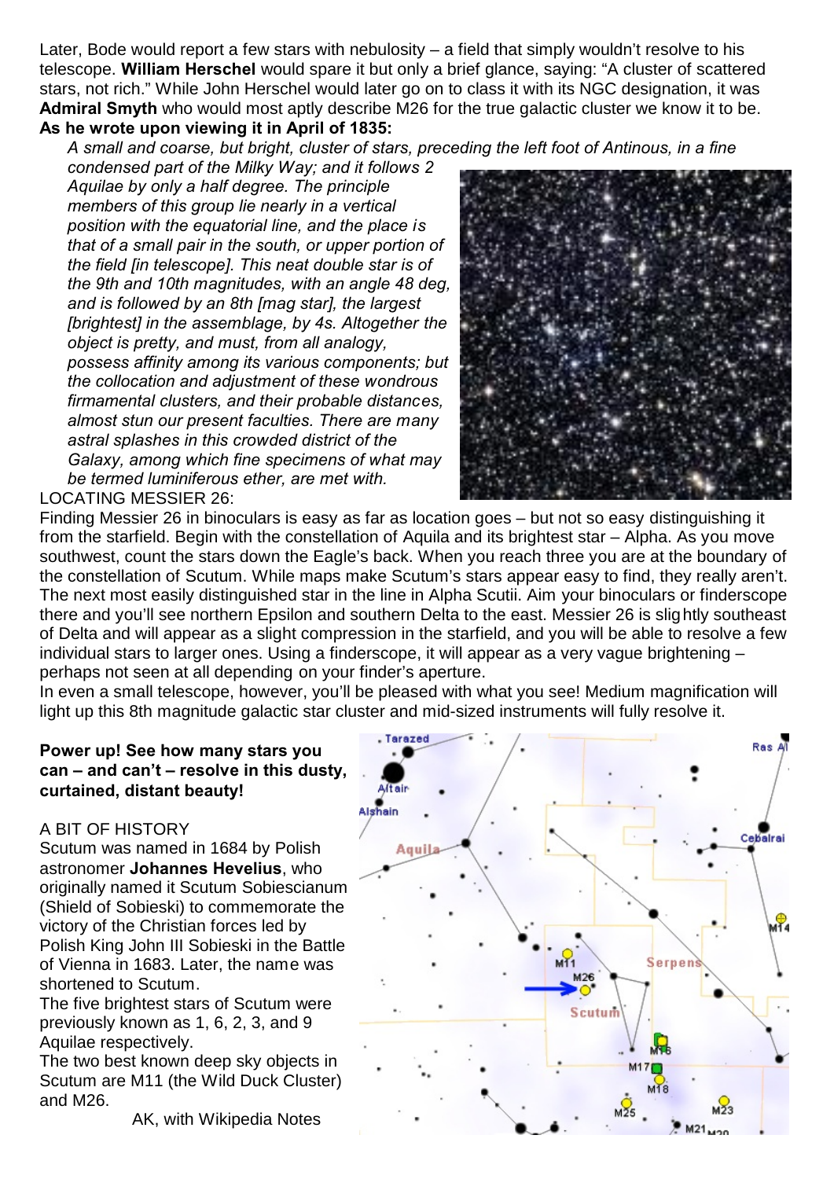Later, Bode would report a few stars with nebulosity – a field that simply wouldn't resolve to his telescope. **William Herschel** would spare it but only a brief glance, saying: "A cluster of scattered stars, not rich." While John Herschel would later go on to class it with its NGC designation, it was **Admiral Smyth** who would most aptly describe M26 for the true galactic cluster we know it to be.

**As he wrote upon viewing it in April of 1835:**

*A small and coarse, but bright, cluster of stars, preceding the left foot of Antinous, in a fine condensed part of the Milky Way; and it follows 2 Aquilae by only a half degree. The principle members of this group lie nearly in a vertical position with the equatorial line, and the place is that of a small pair in the south, or upper portion of the field [in telescope]. This neat double star is of the 9th and 10th magnitudes, with an angle 48 deg, and is followed by an 8th [mag star], the largest [brightest] in the assemblage, by 4s. Altogether the object is pretty, and must, from all analogy, possess affinity among its various components; but the collocation and adjustment of these wondrous firmamental clusters, and their probable distances, almost stun our present faculties. There are many astral splashes in this crowded district of the Galaxy, among which fine specimens of what may be termed luminiferous ether, are met with.*

LOCATING MESSIER 26:

Finding Messier 26 in binoculars is easy as far as location goes – but not so easy distinguishing it from the starfield. Begin with the constellation of Aquila and its brightest star – Alpha. As you move southwest, count the stars down the Eagle's back. When you reach three you are at the boundary of the constellation of Scutum. While maps make Scutum's stars appear easy to find, they really aren't. The next most easily distinguished star in the line in Alpha Scutii. Aim your binoculars or finderscope there and you'll see northern Epsilon and southern Delta to the east. Messier 26 is slightly southeast of Delta and will appear as a slight compression in the starfield, and you will be able to resolve a few individual stars to larger ones. Using a finderscope, it will appear as a very vague brightening – perhaps not seen at all depending on your finder's aperture.

In even a small telescope, however, you'll be pleased with what you see! Medium magnification will light up this 8th magnitude galactic star cluster and mid-sized instruments will fully resolve it.

**Power up! See how many stars you can – and can't – resolve in this dusty, curtained, distant beauty!**

A BIT OF HISTORY

Scutum was named in 1684 by Polish astronomer **Johannes Hevelius**, who originally named it Scutum Sobiescianum (Shield of Sobieski) to commemorate the victory of the Christian forces led by Polish King John III Sobieski in the Battle of Vienna in 1683. Later, the name was shortened to Scutum.

The five brightest stars of Scutum were previously known as 1, 6, 2, 3, and 9 Aquilae respectively.

The two best known deep sky objects in Scutum are M11 (the Wild Duck Cluster) and M26.

AK, with Wikipedia Notes